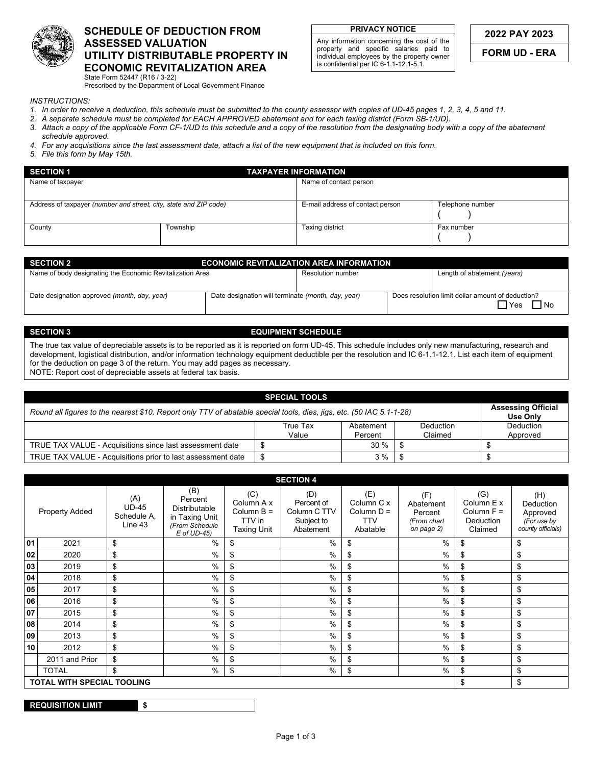# SCHEDULE OF DEDUCTION FROM ASSESSED VALUATION UTILITY DISTRIBUTABLE PROPERTY IN ECONOMIC REVITALIZATION AREA

State Form 52447 (R16 / 3-22)
Prescribed by the Department of Local Government Finance

**PRIVACY NOTICE**

Any information concerning the cost of the property and specific salaries paid to individual employees by the property owner is confidential per IC 6-1.1-12.1-5.1.

**2022 PAY 2023**

**FORM UD - ERA**

*INSTRUCTIONS:*
1. *In order to receive a deduction, this schedule must be submitted to the county assessor with copies of UD-45 pages 1, 2, 3, 4, 5 and 11.*
2. *A separate schedule must be completed for EACH APPROVED abatement and for each taxing district (Form SB-1/UD).*
3. *Attach a copy of the applicable Form CF-1/UD to this schedule and a copy of the resolution from the designating body with a copy of the abatement schedule approved.*
4. *For any acquisitions since the last assessment date, attach a list of the new equipment that is included on this form.*
5. *File this form by May 15th.*

| SECTION 1 | TAXPAYER INFORMATION | | |
|---|---|---|---|
| Name of taxpayer | | Name of contact person | |
| Address of taxpayer *(number and street, city, state and ZIP code)* | | E-mail address of contact person | Telephone number ( ) |
| County | Township | Taxing district | Fax number ( ) |

| SECTION 2 | ECONOMIC REVITALIZATION AREA INFORMATION | |
|---|---|---|
| Name of body designating the Economic Revitalization Area | Resolution number | Length of abatement *(years)* |
| Date designation approved *(month, day, year)* | Date designation will terminate *(month, day, year)* | Does resolution limit dollar amount of deduction? ☐ Yes ☐ No |

## SECTION 3 — EQUIPMENT SCHEDULE

The true tax value of depreciable assets is to be reported as it is reported on form UD-45. This schedule includes only new manufacturing, research and development, logistical distribution, and/or information technology equipment deductible per the resolution and IC 6-1.1-12.1. List each item of equipment for the deduction on page 3 of the return. You may add pages as necessary.
NOTE: Report cost of depreciable assets at federal tax basis.

| SPECIAL TOOLS | | | | |
|---|---|---|---|---|
| *Round all figures to the nearest $10. Report only TTV of abatable special tools, dies, jigs, etc. (50 IAC 5.1-1-28)* | | | | **Assessing Official Use Only** |
| | True Tax Value | Abatement Percent | Deduction Claimed | Deduction Approved |
| TRUE TAX VALUE - Acquisitions since last assessment date | $ | 30 % | $ | $ |
| TRUE TAX VALUE - Acquisitions prior to last assessment date | $ | 3 % | $ | $ |

## SECTION 4

| | Property Added | (A) UD-45 Schedule A, Line 43 | (B) Percent Distributable in Taxing Unit *(From Schedule E of UD-45)* | (C) Column A x Column B = TTV in Taxing Unit | (D) Percent of Column C TTV Subject to Abatement | (E) Column C x Column D = TTV Abatable | (F) Abatement Percent *(From chart on page 2)* | (G) Column E x Column F = Deduction Claimed | (H) Deduction Approved *(For use by county officials)* |
|---|---|---|---|---|---|---|---|---|---|
| 01 | 2021 | $ | % | $ | % | $ | % | $ | $ |
| 02 | 2020 | $ | % | $ | % | $ | % | $ | $ |
| 03 | 2019 | $ | % | $ | % | $ | % | $ | $ |
| 04 | 2018 | $ | % | $ | % | $ | % | $ | $ |
| 05 | 2017 | $ | % | $ | % | $ | % | $ | $ |
| 06 | 2016 | $ | % | $ | % | $ | % | $ | $ |
| 07 | 2015 | $ | % | $ | % | $ | % | $ | $ |
| 08 | 2014 | $ | % | $ | % | $ | % | $ | $ |
| 09 | 2013 | $ | % | $ | % | $ | % | $ | $ |
| 10 | 2012 | $ | % | $ | % | $ | % | $ | $ |
| | 2011 and Prior | $ | % | $ | % | $ | % | $ | $ |
| | TOTAL | $ | % | $ | % | $ | % | $ | $ |
| **TOTAL WITH SPECIAL TOOLING** | | | | | | | | $ | $ |

| REQUISITION LIMIT | $ |
|---|---|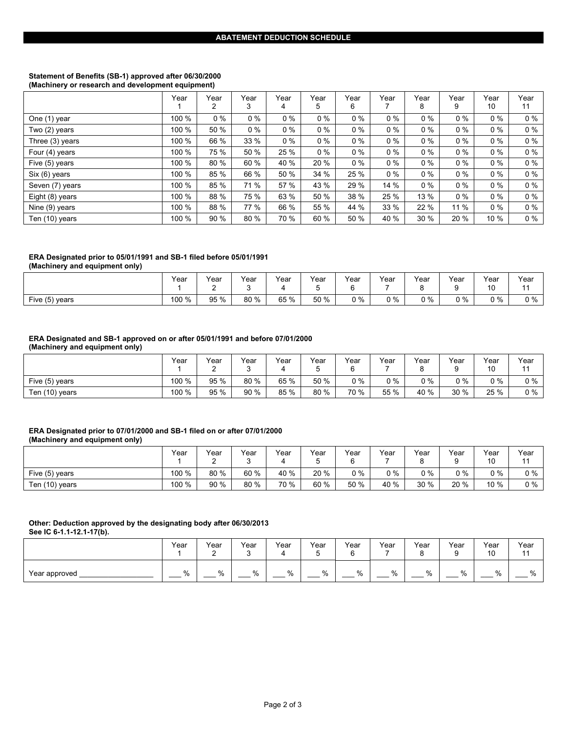## ABATEMENT DEDUCTION SCHEDULE

**Statement of Benefits (SB-1) approved after 06/30/2000**
**(Machinery or research and development equipment)**

| | Year 1 | Year 2 | Year 3 | Year 4 | Year 5 | Year 6 | Year 7 | Year 8 | Year 9 | Year 10 | Year 11 |
|---|---|---|---|---|---|---|---|---|---|---|---|
| One (1) year | 100 % | 0 % | 0 % | 0 % | 0 % | 0 % | 0 % | 0 % | 0 % | 0 % | 0 % |
| Two (2) years | 100 % | 50 % | 0 % | 0 % | 0 % | 0 % | 0 % | 0 % | 0 % | 0 % | 0 % |
| Three (3) years | 100 % | 66 % | 33 % | 0 % | 0 % | 0 % | 0 % | 0 % | 0 % | 0 % | 0 % |
| Four (4) years | 100 % | 75 % | 50 % | 25 % | 0 % | 0 % | 0 % | 0 % | 0 % | 0 % | 0 % |
| Five (5) years | 100 % | 80 % | 60 % | 40 % | 20 % | 0 % | 0 % | 0 % | 0 % | 0 % | 0 % |
| Six (6) years | 100 % | 85 % | 66 % | 50 % | 34 % | 25 % | 0 % | 0 % | 0 % | 0 % | 0 % |
| Seven (7) years | 100 % | 85 % | 71 % | 57 % | 43 % | 29 % | 14 % | 0 % | 0 % | 0 % | 0 % |
| Eight (8) years | 100 % | 88 % | 75 % | 63 % | 50 % | 38 % | 25 % | 13 % | 0 % | 0 % | 0 % |
| Nine (9) years | 100 % | 88 % | 77 % | 66 % | 55 % | 44 % | 33 % | 22 % | 11 % | 0 % | 0 % |
| Ten (10) years | 100 % | 90 % | 80 % | 70 % | 60 % | 50 % | 40 % | 30 % | 20 % | 10 % | 0 % |

**ERA Designated prior to 05/01/1991 and SB-1 filed before 05/01/1991**
**(Machinery and equipment only)**

| | Year 1 | Year 2 | Year 3 | Year 4 | Year 5 | Year 6 | Year 7 | Year 8 | Year 9 | Year 10 | Year 11 |
|---|---|---|---|---|---|---|---|---|---|---|---|
| Five (5) years | 100 % | 95 % | 80 % | 65 % | 50 % | 0 % | 0 % | 0 % | 0 % | 0 % | 0 % |

**ERA Designated and SB-1 approved on or after 05/01/1991 and before 07/01/2000**
**(Machinery and equipment only)**

| | Year 1 | Year 2 | Year 3 | Year 4 | Year 5 | Year 6 | Year 7 | Year 8 | Year 9 | Year 10 | Year 11 |
|---|---|---|---|---|---|---|---|---|---|---|---|
| Five (5) years | 100 % | 95 % | 80 % | 65 % | 50 % | 0 % | 0 % | 0 % | 0 % | 0 % | 0 % |
| Ten (10) years | 100 % | 95 % | 90 % | 85 % | 80 % | 70 % | 55 % | 40 % | 30 % | 25 % | 0 % |

**ERA Designated prior to 07/01/2000 and SB-1 filed on or after 07/01/2000**
**(Machinery and equipment only)**

| | Year 1 | Year 2 | Year 3 | Year 4 | Year 5 | Year 6 | Year 7 | Year 8 | Year 9 | Year 10 | Year 11 |
|---|---|---|---|---|---|---|---|---|---|---|---|
| Five (5) years | 100 % | 80 % | 60 % | 40 % | 20 % | 0 % | 0 % | 0 % | 0 % | 0 % | 0 % |
| Ten (10) years | 100 % | 90 % | 80 % | 70 % | 60 % | 50 % | 40 % | 30 % | 20 % | 10 % | 0 % |

**Other: Deduction approved by the designating body after 06/30/2013**
**See IC 6-1.1-12.1-17(b).**

| | Year 1 | Year 2 | Year 3 | Year 4 | Year 5 | Year 6 | Year 7 | Year 8 | Year 9 | Year 10 | Year 11 |
|---|---|---|---|---|---|---|---|---|---|---|---|
| Year approved _______________ | ___ % | ___ % | ___ % | ___ % | ___ % | ___ % | ___ % | ___ % | ___ % | ___ % | ___ % |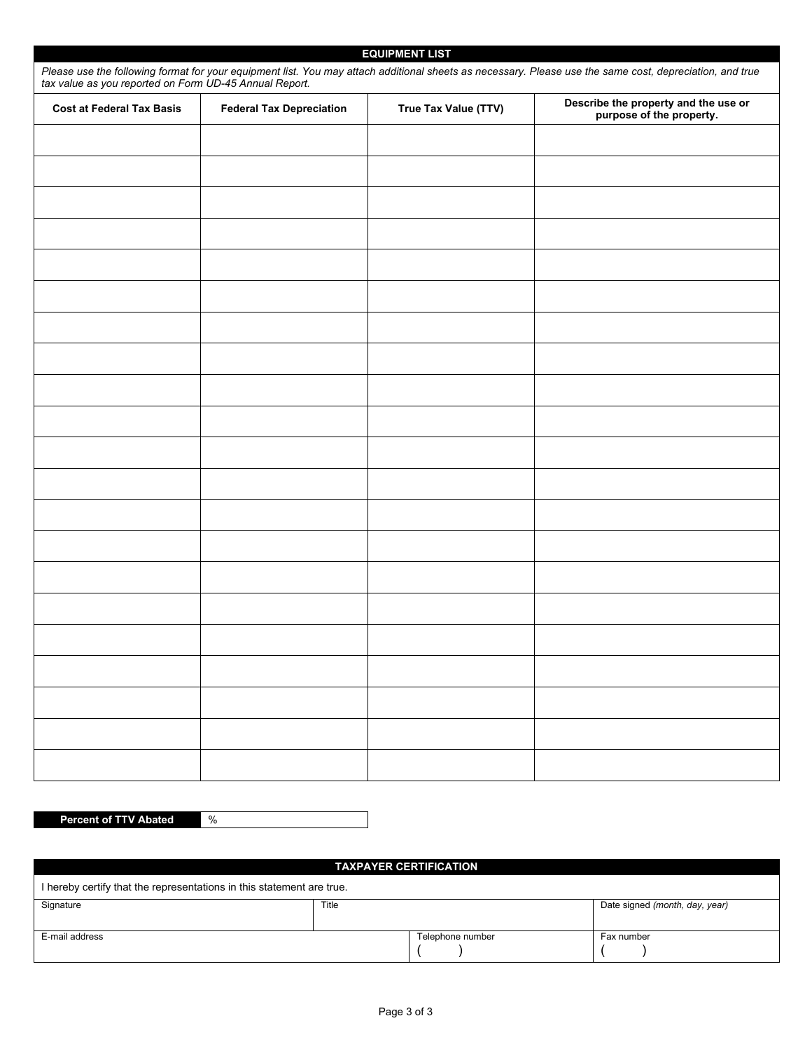## EQUIPMENT LIST

*Please use the following format for your equipment list. You may attach additional sheets as necessary. Please use the same cost, depreciation, and true tax value as you reported on Form UD-45 Annual Report.*

| Cost at Federal Tax Basis | Federal Tax Depreciation | True Tax Value (TTV) | Describe the property and the use or purpose of the property. |
|---|---|---|---|
| | | | |
| | | | |
| | | | |
| | | | |
| | | | |
| | | | |
| | | | |
| | | | |
| | | | |
| | | | |
| | | | |
| | | | |
| | | | |
| | | | |
| | | | |
| | | | |
| | | | |
| | | | |
| | | | |
| | | | |
| | | | |

| Percent of TTV Abated | % |
|---|---|

## TAXPAYER CERTIFICATION

I hereby certify that the representations in this statement are true.

| Signature | Title | Date signed *(month, day, year)* |
|---|---|---|
| | | |

| E-mail address | Telephone number | Fax number |
|---|---|---|
| | (      ) | (      ) |